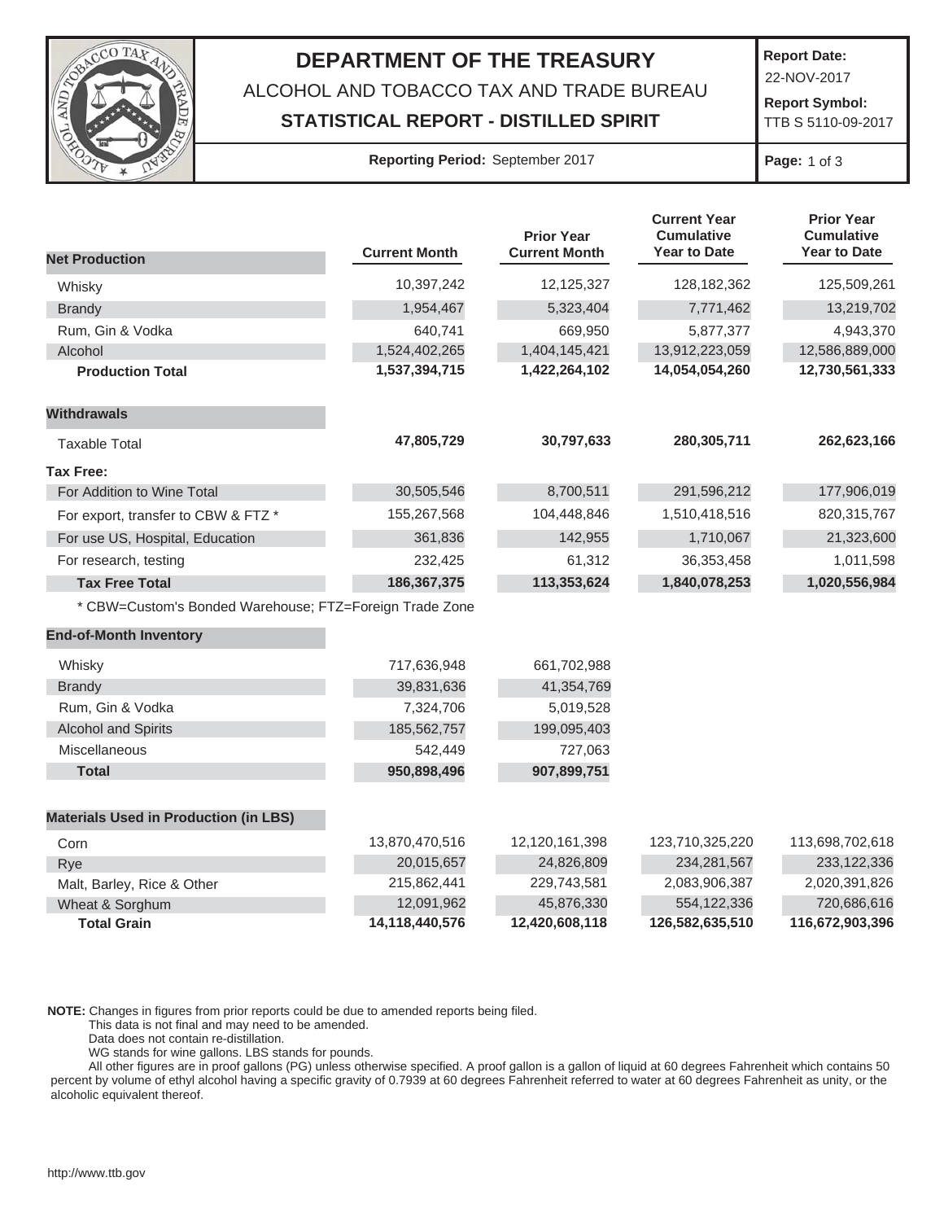# DEPARTMENT OF THE TREASURY

ALCOHOL AND TOBACCO TAX AND TRADE BUREAU

**STATISTICAL REPORT - DISTILLED SPIRIT**

**Report Date:** 22-NOV-2017

**Report Symbol:** TTB S 5110-09-2017

**Reporting Period:** September 2017

| | Current Month | Prior Year Current Month | Current Year Cumulative Year to Date | Prior Year Cumulative Year to Date |
|---|---|---|---|---|
| **Net Production** | | | | |
| Whisky | 10,397,242 | 12,125,327 | 128,182,362 | 125,509,261 |
| Brandy | 1,954,467 | 5,323,404 | 7,771,462 | 13,219,702 |
| Rum, Gin & Vodka | 640,741 | 669,950 | 5,877,377 | 4,943,370 |
| Alcohol | 1,524,402,265 | 1,404,145,421 | 13,912,223,059 | 12,586,889,000 |
| **Production Total** | **1,537,394,715** | **1,422,264,102** | **14,054,054,260** | **12,730,561,333** |
| **Withdrawals** | | | | |
| Taxable Total | **47,805,729** | **30,797,633** | **280,305,711** | **262,623,166** |
| **Tax Free:** | | | | |
| For Addition to Wine Total | 30,505,546 | 8,700,511 | 291,596,212 | 177,906,019 |
| For export, transfer to CBW & FTZ * | 155,267,568 | 104,448,846 | 1,510,418,516 | 820,315,767 |
| For use US, Hospital, Education | 361,836 | 142,955 | 1,710,067 | 21,323,600 |
| For research, testing | 232,425 | 61,312 | 36,353,458 | 1,011,598 |
| **Tax Free Total** | **186,367,375** | **113,353,624** | **1,840,078,253** | **1,020,556,984** |

* CBW=Custom's Bonded Warehouse; FTZ=Foreign Trade Zone

| | Current Month | Prior Year Current Month |
|---|---|---|
| **End-of-Month Inventory** | | |
| Whisky | 717,636,948 | 661,702,988 |
| Brandy | 39,831,636 | 41,354,769 |
| Rum, Gin & Vodka | 7,324,706 | 5,019,528 |
| Alcohol and Spirits | 185,562,757 | 199,095,403 |
| Miscellaneous | 542,449 | 727,063 |
| **Total** | **950,898,496** | **907,899,751** |

| | Current Month | Prior Year Current Month | Current Year Cumulative Year to Date | Prior Year Cumulative Year to Date |
|---|---|---|---|---|
| **Materials Used in Production (in LBS)** | | | | |
| Corn | 13,870,470,516 | 12,120,161,398 | 123,710,325,220 | 113,698,702,618 |
| Rye | 20,015,657 | 24,826,809 | 234,281,567 | 233,122,336 |
| Malt, Barley, Rice & Other | 215,862,441 | 229,743,581 | 2,083,906,387 | 2,020,391,826 |
| Wheat & Sorghum | 12,091,962 | 45,876,330 | 554,122,336 | 720,686,616 |
| **Total Grain** | **14,118,440,576** | **12,420,608,118** | **126,582,635,510** | **116,672,903,396** |

**NOTE:** Changes in figures from prior reports could be due to amended reports being filed.
This data is not final and may need to be amended.
Data does not contain re-distillation.
WG stands for wine gallons. LBS stands for pounds.
All other figures are in proof gallons (PG) unless otherwise specified. A proof gallon is a gallon of liquid at 60 degrees Fahrenheit which contains 50 percent by volume of ethyl alcohol having a specific gravity of 0.7939 at 60 degrees Fahrenheit referred to water at 60 degrees Fahrenheit as unity, or the alcoholic equivalent thereof.

http://www.ttb.gov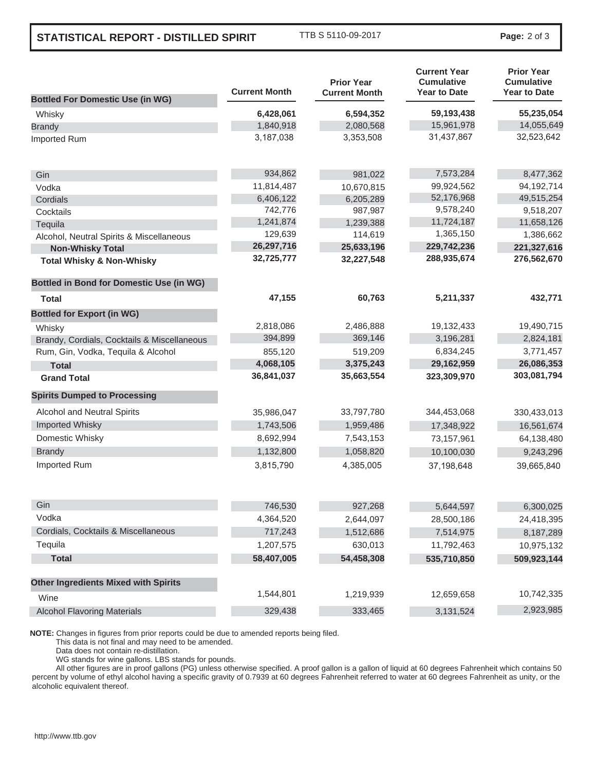## STATISTICAL REPORT - DISTILLED SPIRIT

TTB S 5110-09-2017

| | Current Month | Prior Year Current Month | Current Year Cumulative Year to Date | Prior Year Cumulative Year to Date |
|---|---|---|---|---|
| **Bottled For Domestic Use (in WG)** | | | | |
| Whisky | **6,428,061** | **6,594,352** | **59,193,438** | **55,235,054** |
| Brandy | 1,840,918 | 2,080,568 | 15,961,978 | 14,055,649 |
| Imported Rum | 3,187,038 | 3,353,508 | 31,437,867 | 32,523,642 |
| Gin | 934,862 | 981,022 | 7,573,284 | 8,477,362 |
| Vodka | 11,814,487 | 10,670,815 | 99,924,562 | 94,192,714 |
| Cordials | 6,406,122 | 6,205,289 | 52,176,968 | 49,515,254 |
| Cocktails | 742,776 | 987,987 | 9,578,240 | 9,518,207 |
| Tequila | 1,241,874 | 1,239,388 | 11,724,187 | 11,658,126 |
| Alcohol, Neutral Spirits & Miscellaneous | 129,639 | 114,619 | 1,365,150 | 1,386,662 |
| **Non-Whisky Total** | **26,297,716** | **25,633,196** | **229,742,236** | **221,327,616** |
| **Total Whisky & Non-Whisky** | **32,725,777** | **32,227,548** | **288,935,674** | **276,562,670** |
| **Bottled in Bond for Domestic Use (in WG)** | | | | |
| **Total** | **47,155** | **60,763** | **5,211,337** | **432,771** |
| **Bottled for Export (in WG)** | | | | |
| Whisky | 2,818,086 | 2,486,888 | 19,132,433 | 19,490,715 |
| Brandy, Cordials, Cocktails & Miscellaneous | 394,899 | 369,146 | 3,196,281 | 2,824,181 |
| Rum, Gin, Vodka, Tequila & Alcohol | 855,120 | 519,209 | 6,834,245 | 3,771,457 |
| **Total** | **4,068,105** | **3,375,243** | **29,162,959** | **26,086,353** |
| **Grand Total** | **36,841,037** | **35,663,554** | **323,309,970** | **303,081,794** |
| **Spirits Dumped to Processing** | | | | |
| Alcohol and Neutral Spirits | 35,986,047 | 33,797,780 | 344,453,068 | 330,433,013 |
| Imported Whisky | 1,743,506 | 1,959,486 | 17,348,922 | 16,561,674 |
| Domestic Whisky | 8,692,994 | 7,543,153 | 73,157,961 | 64,138,480 |
| Brandy | 1,132,800 | 1,058,820 | 10,100,030 | 9,243,296 |
| Imported Rum | 3,815,790 | 4,385,005 | 37,198,648 | 39,665,840 |
| Gin | 746,530 | 927,268 | 5,644,597 | 6,300,025 |
| Vodka | 4,364,520 | 2,644,097 | 28,500,186 | 24,418,395 |
| Cordials, Cocktails & Miscellaneous | 717,243 | 1,512,686 | 7,514,975 | 8,187,289 |
| Tequila | 1,207,575 | 630,013 | 11,792,463 | 10,975,132 |
| **Total** | **58,407,005** | **54,458,308** | **535,710,850** | **509,923,144** |
| **Other Ingredients Mixed with Spirits** | | | | |
| Wine | 1,544,801 | 1,219,939 | 12,659,658 | 10,742,335 |
| Alcohol Flavoring Materials | 329,438 | 333,465 | 3,131,524 | 2,923,985 |

**NOTE:** Changes in figures from prior reports could be due to amended reports being filed.
This data is not final and may need to be amended.
Data does not contain re-distillation.
WG stands for wine gallons. LBS stands for pounds.
All other figures are in proof gallons (PG) unless otherwise specified. A proof gallon is a gallon of liquid at 60 degrees Fahrenheit which contains 50 percent by volume of ethyl alcohol having a specific gravity of 0.7939 at 60 degrees Fahrenheit referred to water at 60 degrees Fahrenheit as unity, or the alcoholic equivalent thereof.

http://www.ttb.gov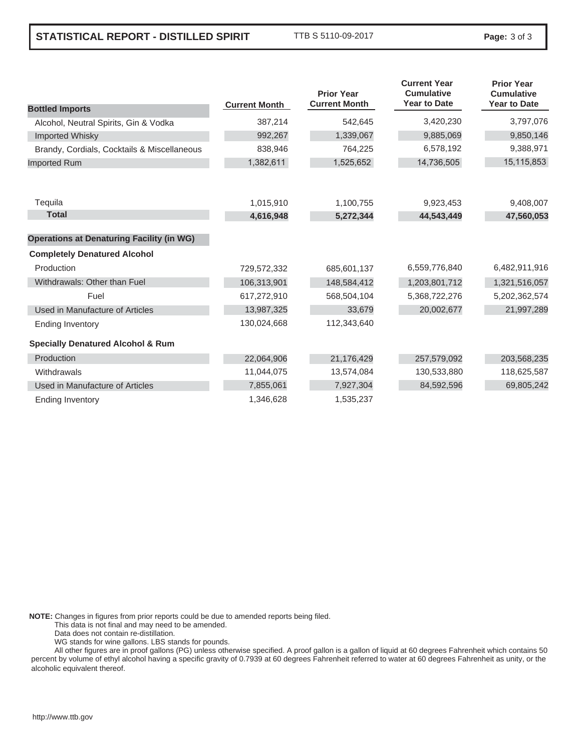# STATISTICAL REPORT - DISTILLED SPIRIT

TTB S 5110-09-2017

| Bottled Imports | Current Month | Prior Year Current Month | Current Year Cumulative Year to Date | Prior Year Cumulative Year to Date |
|---|---|---|---|---|
| Alcohol, Neutral Spirits, Gin & Vodka | 387,214 | 542,645 | 3,420,230 | 3,797,076 |
| Imported Whisky | 992,267 | 1,339,067 | 9,885,069 | 9,850,146 |
| Brandy, Cordials, Cocktails & Miscellaneous | 838,946 | 764,225 | 6,578,192 | 9,388,971 |
| Imported Rum | 1,382,611 | 1,525,652 | 14,736,505 | 15,115,853 |
| Tequila | 1,015,910 | 1,100,755 | 9,923,453 | 9,408,007 |
| **Total** | **4,616,948** | **5,272,344** | **44,543,449** | **47,560,053** |
| **Operations at Denaturing Facility (in WG)** | | | | |
| **Completely Denatured Alcohol** | | | | |
| Production | 729,572,332 | 685,601,137 | 6,559,776,840 | 6,482,911,916 |
| Withdrawals: Other than Fuel | 106,313,901 | 148,584,412 | 1,203,801,712 | 1,321,516,057 |
| Fuel | 617,272,910 | 568,504,104 | 5,368,722,276 | 5,202,362,574 |
| Used in Manufacture of Articles | 13,987,325 | 33,679 | 20,002,677 | 21,997,289 |
| Ending Inventory | 130,024,668 | 112,343,640 | | |
| **Specially Denatured Alcohol & Rum** | | | | |
| Production | 22,064,906 | 21,176,429 | 257,579,092 | 203,568,235 |
| Withdrawals | 11,044,075 | 13,574,084 | 130,533,880 | 118,625,587 |
| Used in Manufacture of Articles | 7,855,061 | 7,927,304 | 84,592,596 | 69,805,242 |
| Ending Inventory | 1,346,628 | 1,535,237 | | |

**NOTE:** Changes in figures from prior reports could be due to amended reports being filed.
This data is not final and may need to be amended.
Data does not contain re-distillation.
WG stands for wine gallons. LBS stands for pounds.
All other figures are in proof gallons (PG) unless otherwise specified. A proof gallon is a gallon of liquid at 60 degrees Fahrenheit which contains 50 percent by volume of ethyl alcohol having a specific gravity of 0.7939 at 60 degrees Fahrenheit referred to water at 60 degrees Fahrenheit as unity, or the alcoholic equivalent thereof.

http://www.ttb.gov